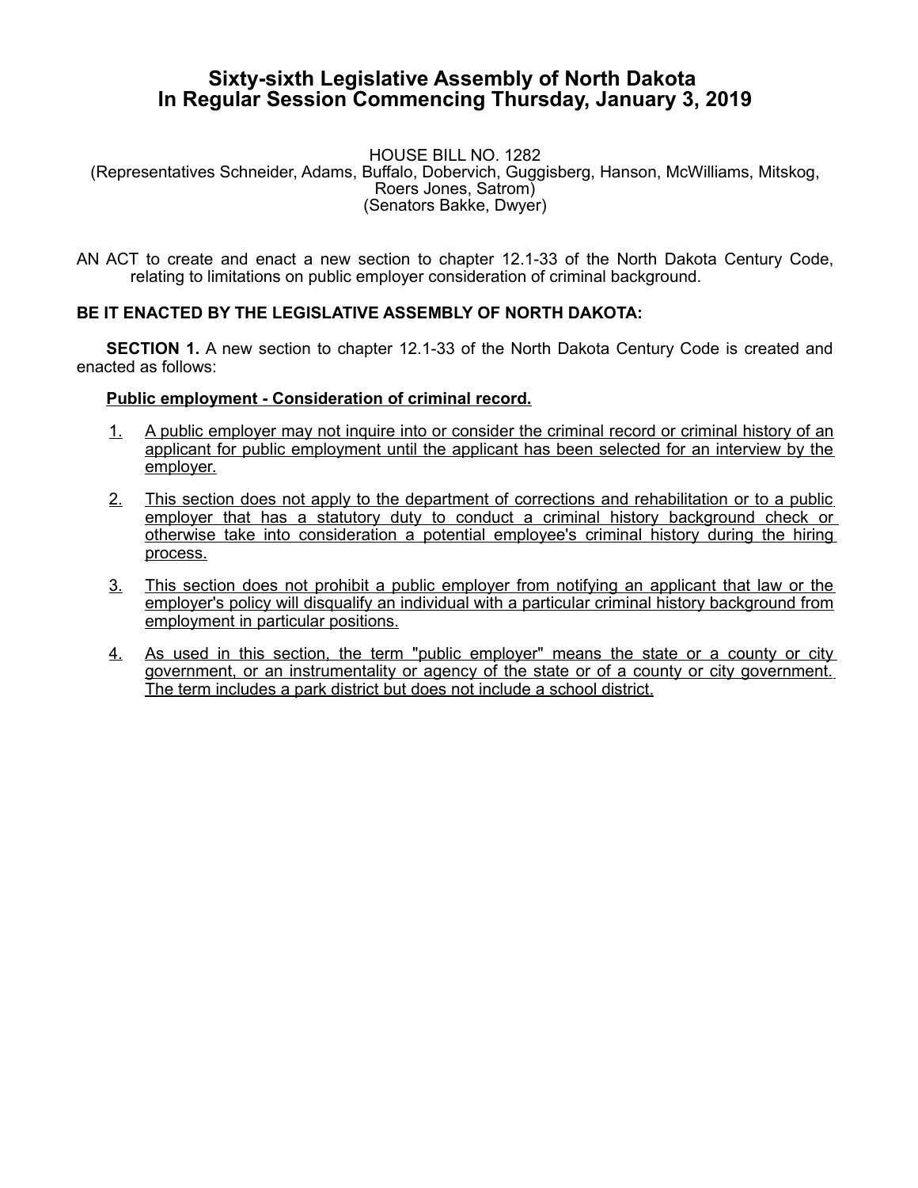# Sixty-sixth Legislative Assembly of North Dakota
# In Regular Session Commencing Thursday, January 3, 2019

HOUSE BILL NO. 1282
(Representatives Schneider, Adams, Buffalo, Dobervich, Guggisberg, Hanson, McWilliams, Mitskog, Roers Jones, Satrom)
(Senators Bakke, Dwyer)

AN ACT to create and enact a new section to chapter 12.1-33 of the North Dakota Century Code, relating to limitations on public employer consideration of criminal background.

**BE IT ENACTED BY THE LEGISLATIVE ASSEMBLY OF NORTH DAKOTA:**

**SECTION 1.** A new section to chapter 12.1-33 of the North Dakota Century Code is created and enacted as follows:

**Public employment - Consideration of criminal record.**

1. A public employer may not inquire into or consider the criminal record or criminal history of an applicant for public employment until the applicant has been selected for an interview by the employer.
2. This section does not apply to the department of corrections and rehabilitation or to a public employer that has a statutory duty to conduct a criminal history background check or otherwise take into consideration a potential employee's criminal history during the hiring process.
3. This section does not prohibit a public employer from notifying an applicant that law or the employer's policy will disqualify an individual with a particular criminal history background from employment in particular positions.
4. As used in this section, the term "public employer" means the state or a county or city government, or an instrumentality or agency of the state or of a county or city government. The term includes a park district but does not include a school district.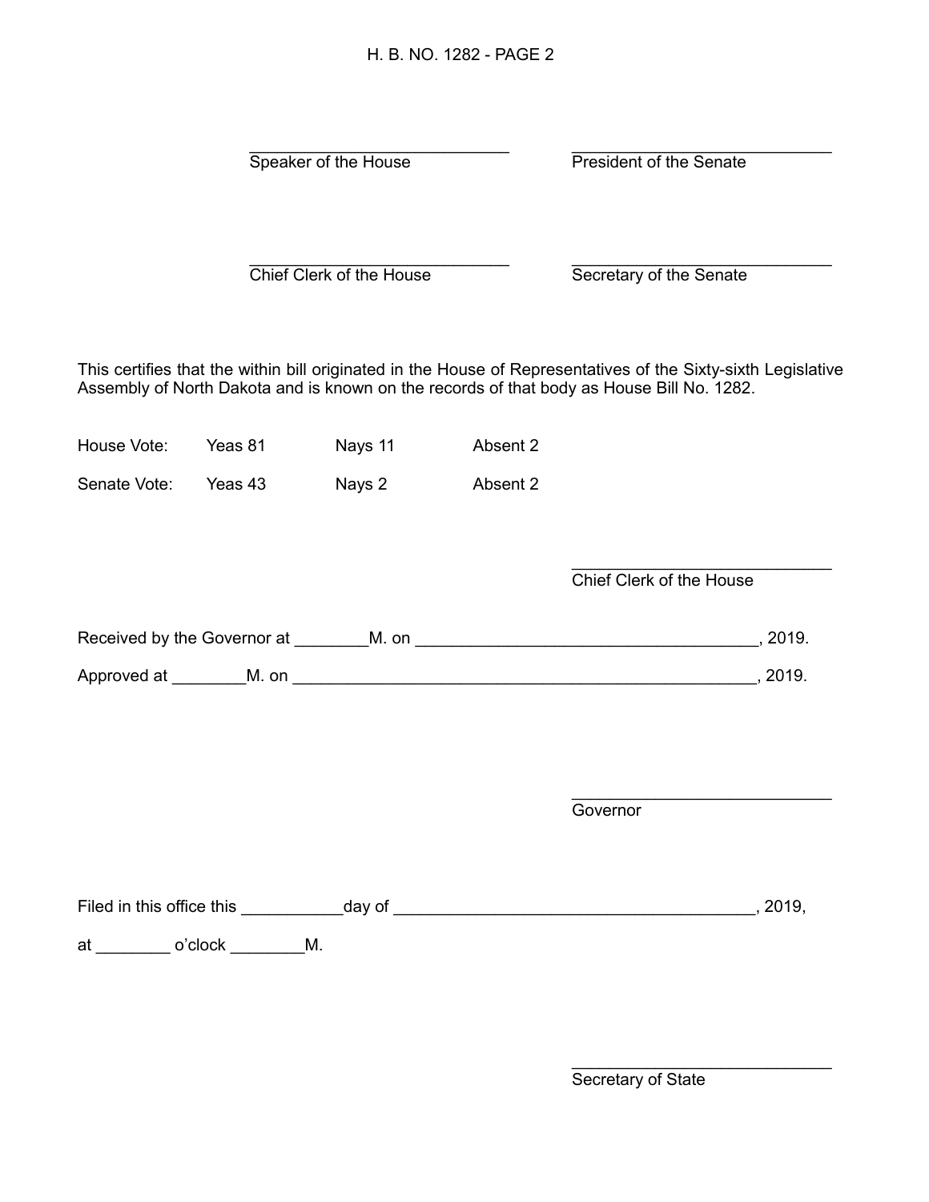\_\_\_\_\_\_\_\_\_\_\_\_\_\_\_\_\_\_\_\_\_\_\_\_\_\_\_\_
Speaker of the House

\_\_\_\_\_\_\_\_\_\_\_\_\_\_\_\_\_\_\_\_\_\_\_\_\_\_\_\_
President of the Senate

\_\_\_\_\_\_\_\_\_\_\_\_\_\_\_\_\_\_\_\_\_\_\_\_\_\_\_\_
Chief Clerk of the House

\_\_\_\_\_\_\_\_\_\_\_\_\_\_\_\_\_\_\_\_\_\_\_\_\_\_\_\_
Secretary of the Senate

This certifies that the within bill originated in the House of Representatives of the Sixty-sixth Legislative Assembly of North Dakota and is known on the records of that body as House Bill No. 1282.

| | | | |
|---|---|---|---|
| House Vote: | Yeas 81 | Nays 11 | Absent 2 |
| Senate Vote: | Yeas 43 | Nays 2 | Absent 2 |

\_\_\_\_\_\_\_\_\_\_\_\_\_\_\_\_\_\_\_\_\_\_\_\_\_\_\_\_
Chief Clerk of the House

Received by the Governor at \_\_\_\_\_\_\_\_M. on \_\_\_\_\_\_\_\_\_\_\_\_\_\_\_\_\_\_\_\_\_\_\_\_\_\_\_\_\_\_\_\_\_\_\_\_\_\_, 2019.

Approved at \_\_\_\_\_\_\_\_M. on \_\_\_\_\_\_\_\_\_\_\_\_\_\_\_\_\_\_\_\_\_\_\_\_\_\_\_\_\_\_\_\_\_\_\_\_\_\_\_\_\_\_\_\_\_\_\_\_\_\_\_\_, 2019.

\_\_\_\_\_\_\_\_\_\_\_\_\_\_\_\_\_\_\_\_\_\_\_\_\_\_\_\_
Governor

Filed in this office this \_\_\_\_\_\_\_\_\_\_\_day of \_\_\_\_\_\_\_\_\_\_\_\_\_\_\_\_\_\_\_\_\_\_\_\_\_\_\_\_\_\_\_\_\_\_\_\_\_\_\_\_, 2019,

at \_\_\_\_\_\_\_\_ o'clock \_\_\_\_\_\_\_\_M.

\_\_\_\_\_\_\_\_\_\_\_\_\_\_\_\_\_\_\_\_\_\_\_\_\_\_\_\_
Secretary of State